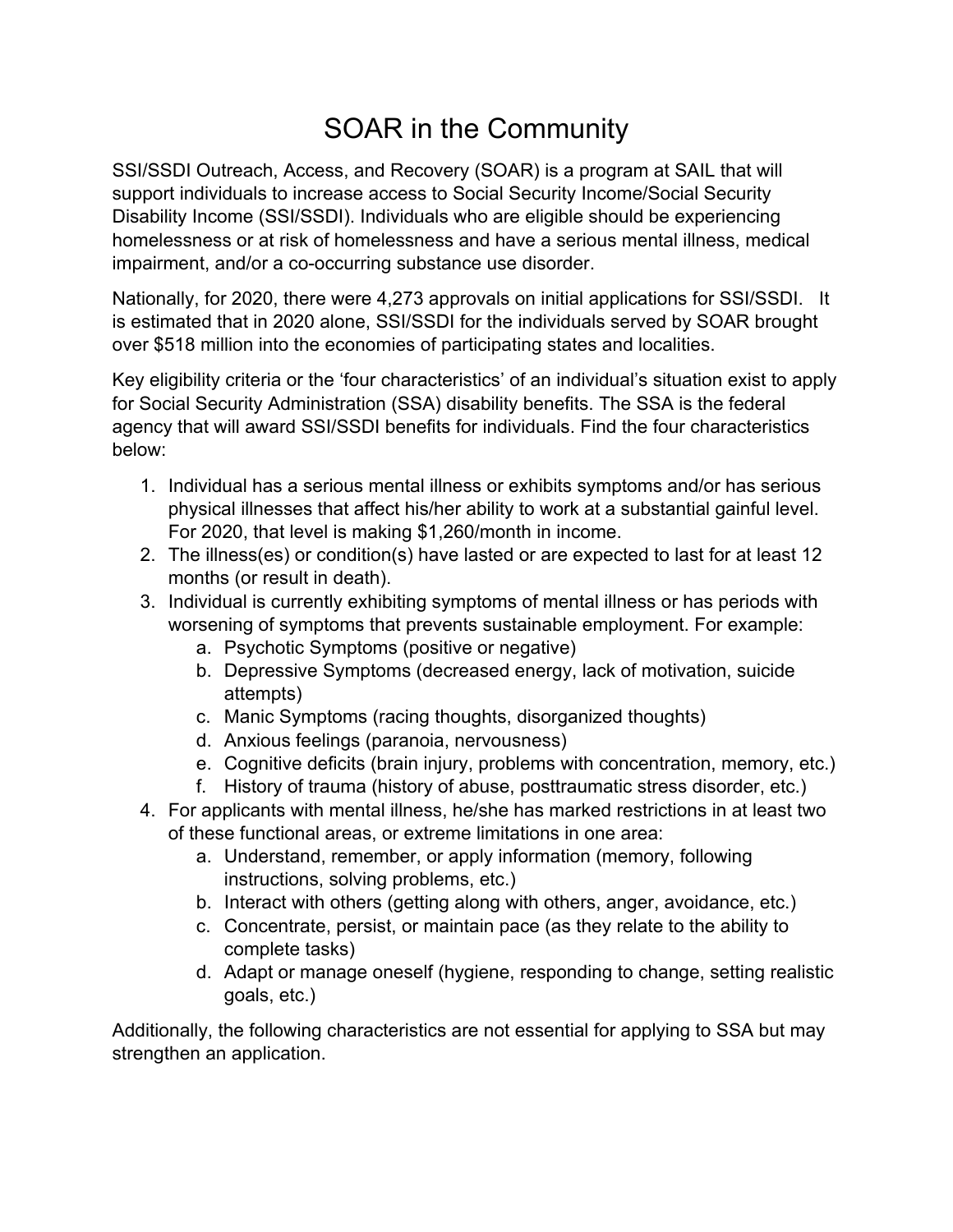# SOAR in the Community

SSI/SSDI Outreach, Access, and Recovery (SOAR) is a program at SAIL that will support individuals to increase access to Social Security Income/Social Security Disability Income (SSI/SSDI). Individuals who are eligible should be experiencing homelessness or at risk of homelessness and have a serious mental illness, medical impairment, and/or a co-occurring substance use disorder.

Nationally, for 2020, there were 4,273 approvals on initial applications for SSI/SSDI. It is estimated that in 2020 alone, SSI/SSDI for the individuals served by SOAR brought over $518 million into the economies of participating states and localities.

Key eligibility criteria or the 'four characteristics' of an individual's situation exist to apply for Social Security Administration (SSA) disability benefits. The SSA is the federal agency that will award SSI/SSDI benefits for individuals. Find the four characteristics below:

1. Individual has a serious mental illness or exhibits symptoms and/or has serious physical illnesses that affect his/her ability to work at a substantial gainful level. For 2020, that level is making $1,260/month in income.
2. The illness(es) or condition(s) have lasted or are expected to last for at least 12 months (or result in death).
3. Individual is currently exhibiting symptoms of mental illness or has periods with worsening of symptoms that prevents sustainable employment. For example:
   a. Psychotic Symptoms (positive or negative)
   b. Depressive Symptoms (decreased energy, lack of motivation, suicide attempts)
   c. Manic Symptoms (racing thoughts, disorganized thoughts)
   d. Anxious feelings (paranoia, nervousness)
   e. Cognitive deficits (brain injury, problems with concentration, memory, etc.)
   f. History of trauma (history of abuse, posttraumatic stress disorder, etc.)
4. For applicants with mental illness, he/she has marked restrictions in at least two of these functional areas, or extreme limitations in one area:
   a. Understand, remember, or apply information (memory, following instructions, solving problems, etc.)
   b. Interact with others (getting along with others, anger, avoidance, etc.)
   c. Concentrate, persist, or maintain pace (as they relate to the ability to complete tasks)
   d. Adapt or manage oneself (hygiene, responding to change, setting realistic goals, etc.)

Additionally, the following characteristics are not essential for applying to SSA but may strengthen an application.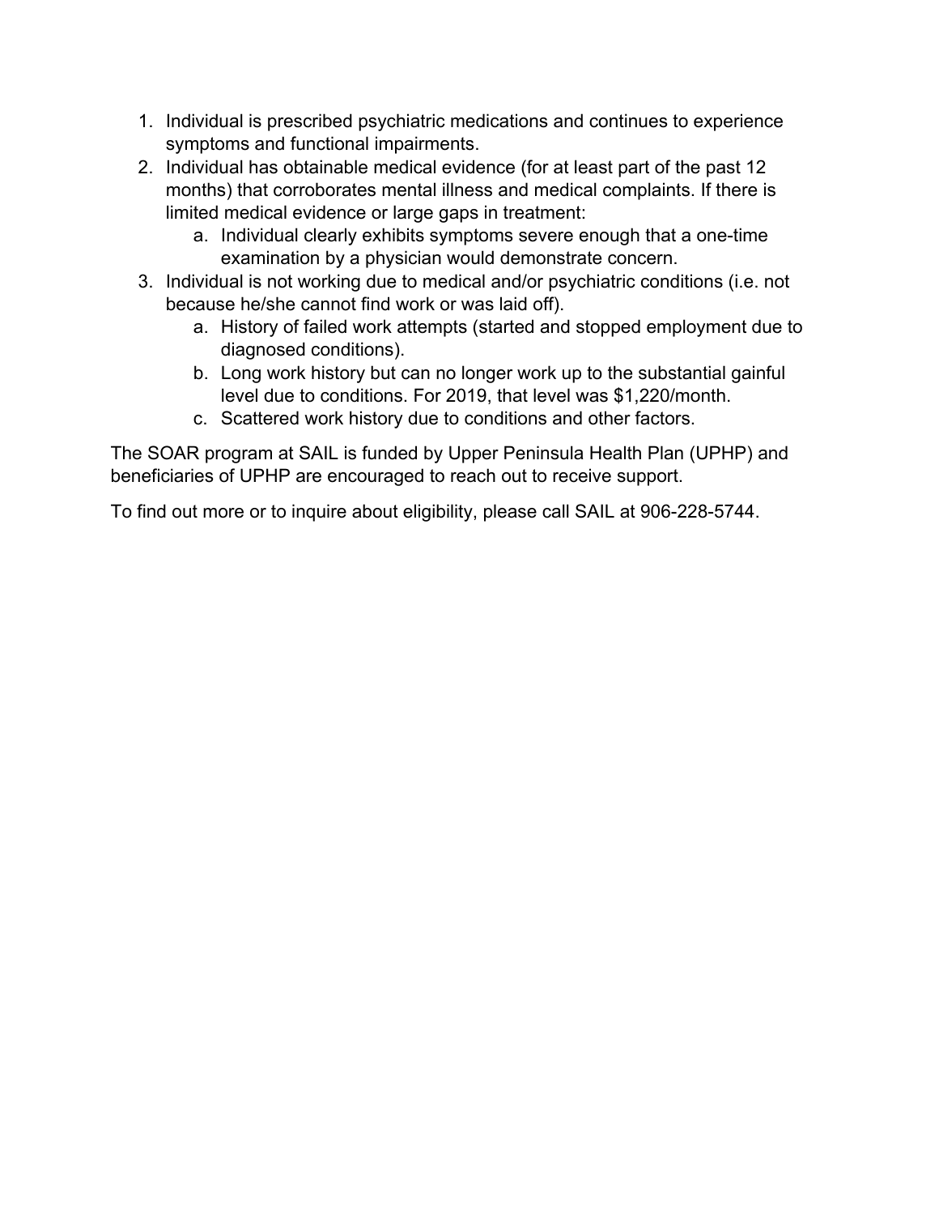1. Individual is prescribed psychiatric medications and continues to experience symptoms and functional impairments.
2. Individual has obtainable medical evidence (for at least part of the past 12 months) that corroborates mental illness and medical complaints. If there is limited medical evidence or large gaps in treatment:
    a. Individual clearly exhibits symptoms severe enough that a one-time examination by a physician would demonstrate concern.
3. Individual is not working due to medical and/or psychiatric conditions (i.e. not because he/she cannot find work or was laid off).
    a. History of failed work attempts (started and stopped employment due to diagnosed conditions).
    b. Long work history but can no longer work up to the substantial gainful level due to conditions. For 2019, that level was $1,220/month.
    c. Scattered work history due to conditions and other factors.

The SOAR program at SAIL is funded by Upper Peninsula Health Plan (UPHP) and beneficiaries of UPHP are encouraged to reach out to receive support.

To find out more or to inquire about eligibility, please call SAIL at 906-228-5744.